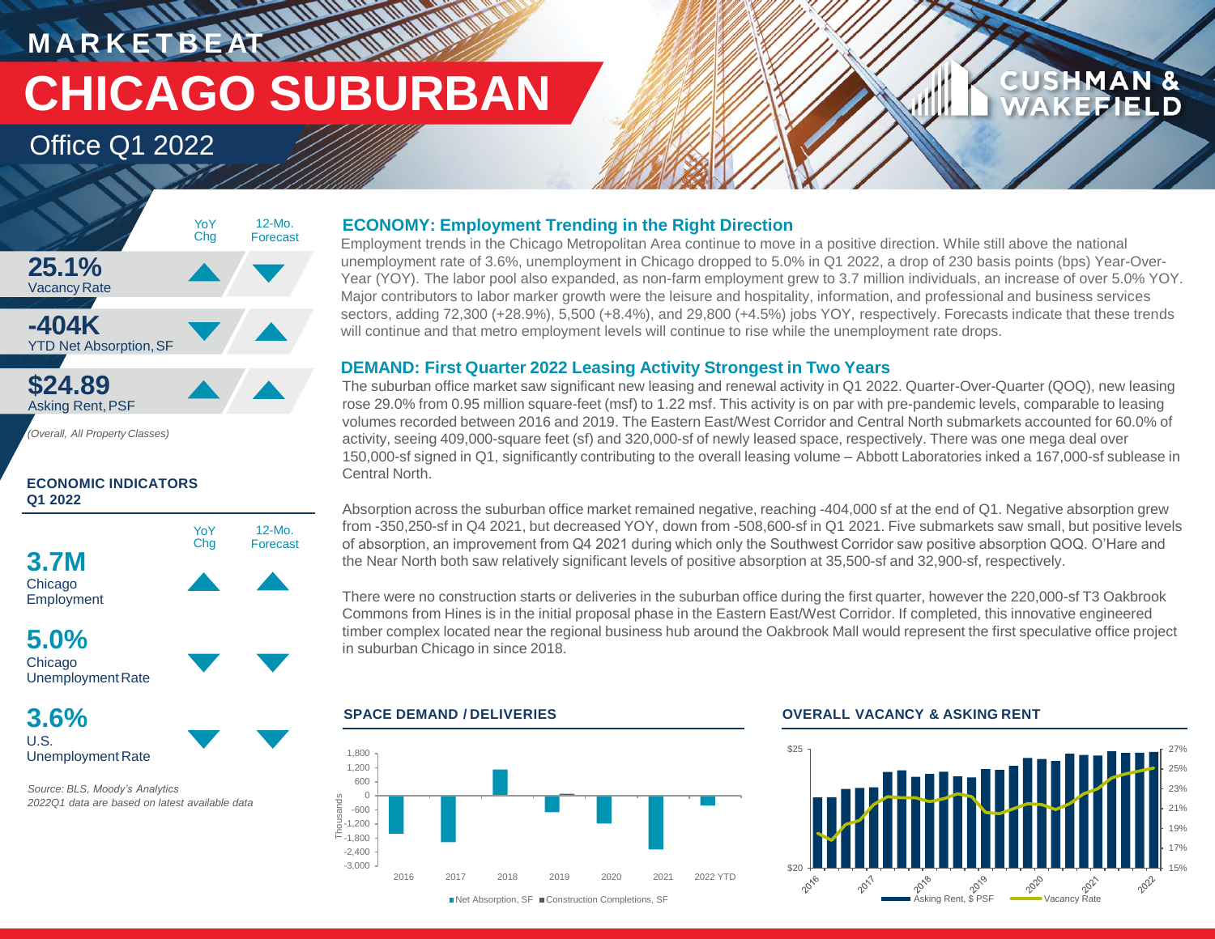MARKETBEAT

# CHICAGO SUBURBAN

Office Q1 2022

CUSHMAN & WAKEFIELD

| | YoY Chg | 12-Mo. Forecast |
|---|---|---|
| **25.1%** Vacancy Rate | ▲ | ▼ |
| **-404K** YTD Net Absorption, SF | ▼ | ▲ |
| **$24.89** Asking Rent, PSF | ▲ | ▲ |

*(Overall, All Property Classes)*

**ECONOMIC INDICATORS Q1 2022**

| | YoY Chg | 12-Mo. Forecast |
|---|---|---|
| **3.7M** Chicago Employment | ▲ | ▲ |
| **5.0%** Chicago Unemployment Rate | ▼ | ▼ |
| **3.6%** U.S. Unemployment Rate | ▼ | ▼ |

*Source: BLS, Moody's Analytics*
*2022Q1 data are based on latest available data*

## ECONOMY: Employment Trending in the Right Direction

Employment trends in the Chicago Metropolitan Area continue to move in a positive direction. While still above the national unemployment rate of 3.6%, unemployment in Chicago dropped to 5.0% in Q1 2022, a drop of 230 basis points (bps) Year-Over-Year (YOY). The labor pool also expanded, as non-farm employment grew to 3.7 million individuals, an increase of over 5.0% YOY. Major contributors to labor marker growth were the leisure and hospitality, information, and professional and business services sectors, adding 72,300 (+28.9%), 5,500 (+8.4%), and 29,800 (+4.5%) jobs YOY, respectively. Forecasts indicate that these trends will continue and that metro employment levels will continue to rise while the unemployment rate drops.

## DEMAND: First Quarter 2022 Leasing Activity Strongest in Two Years

The suburban office market saw significant new leasing and renewal activity in Q1 2022. Quarter-Over-Quarter (QOQ), new leasing rose 29.0% from 0.95 million square-feet (msf) to 1.22 msf. This activity is on par with pre-pandemic levels, comparable to leasing volumes recorded between 2016 and 2019. The Eastern East/West Corridor and Central North submarkets accounted for 60.0% of activity, seeing 409,000-square feet (sf) and 320,000-sf of newly leased space, respectively. There was one mega deal over 150,000-sf signed in Q1, significantly contributing to the overall leasing volume – Abbott Laboratories inked a 167,000-sf sublease in Central North.

Absorption across the suburban office market remained negative, reaching -404,000 sf at the end of Q1. Negative absorption grew from -350,250-sf in Q4 2021, but decreased YOY, down from -508,600-sf in Q1 2021. Five submarkets saw small, but positive levels of absorption, an improvement from Q4 2021 during which only the Southwest Corridor saw positive absorption QOQ. O'Hare and the Near North both saw relatively significant levels of positive absorption at 35,500-sf and 32,900-sf, respectively.

There were no construction starts or deliveries in the suburban office during the first quarter, however the 220,000-sf T3 Oakbrook Commons from Hines is in the initial proposal phase in the Eastern East/West Corridor. If completed, this innovative engineered timber complex located near the regional business hub around the Oakbrook Mall would represent the first speculative office project in suburban Chicago in since 2018.

**SPACE DEMAND / DELIVERIES**

**OVERALL VACANCY & ASKING RENT**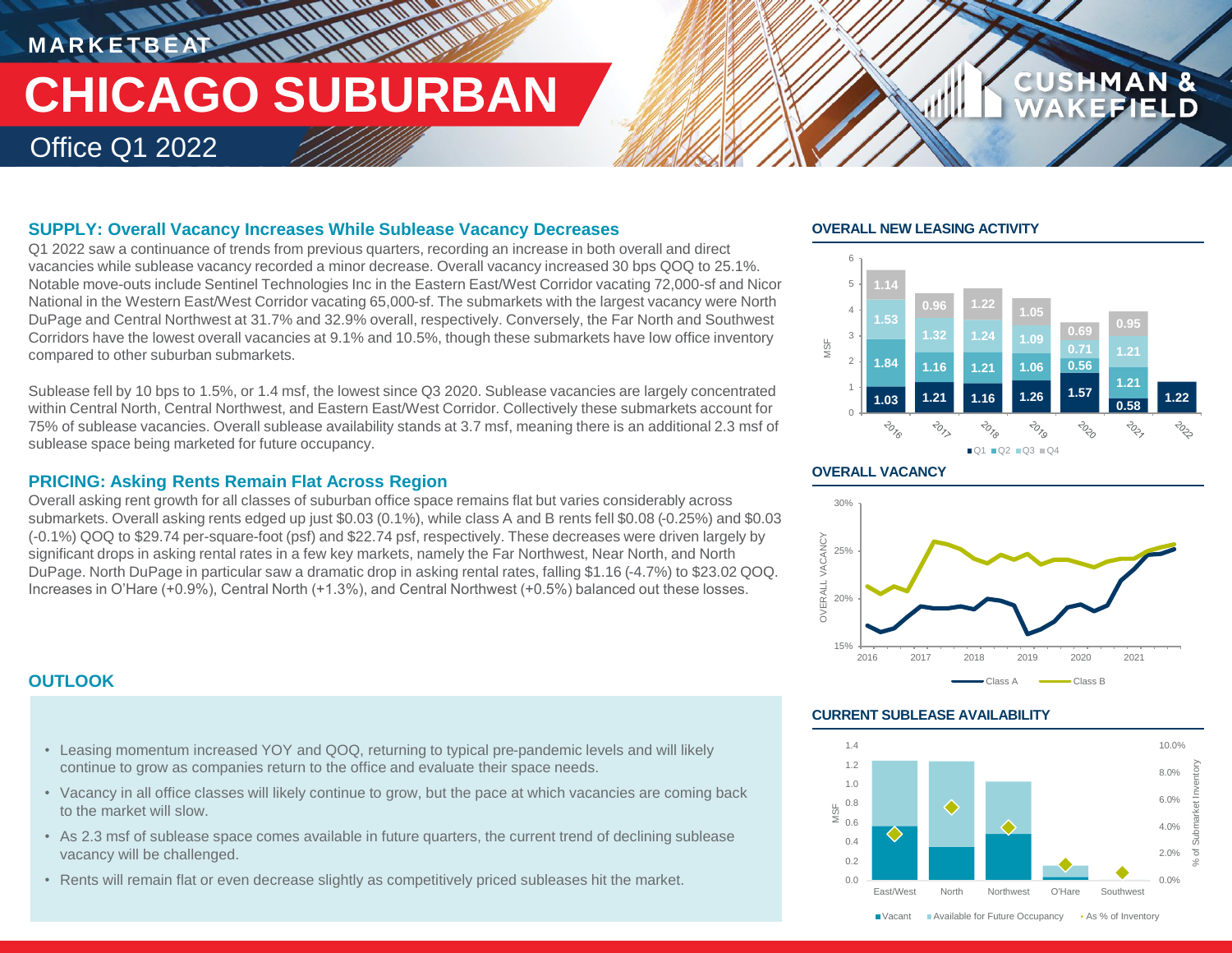# MARKETBEAT

# CHICAGO SUBURBAN

## Office Q1 2022

### SUPPLY: Overall Vacancy Increases While Sublease Vacancy Decreases

Q1 2022 saw a continuance of trends from previous quarters, recording an increase in both overall and direct vacancies while sublease vacancy recorded a minor decrease. Overall vacancy increased 30 bps QOQ to 25.1%. Notable move-outs include Sentinel Technologies Inc in the Eastern East/West Corridor vacating 72,000-sf and Nicor National in the Western East/West Corridor vacating 65,000-sf. The submarkets with the largest vacancy were North DuPage and Central Northwest at 31.7% and 32.9% overall, respectively. Conversely, the Far North and Southwest Corridors have the lowest overall vacancies at 9.1% and 10.5%, though these submarkets have low office inventory compared to other suburban submarkets.

Sublease fell by 10 bps to 1.5%, or 1.4 msf, the lowest since Q3 2020. Sublease vacancies are largely concentrated within Central North, Central Northwest, and Eastern East/West Corridor. Collectively these submarkets account for 75% of sublease vacancies. Overall sublease availability stands at 3.7 msf, meaning there is an additional 2.3 msf of sublease space being marketed for future occupancy.

### PRICING: Asking Rents Remain Flat Across Region

Overall asking rent growth for all classes of suburban office space remains flat but varies considerably across submarkets. Overall asking rents edged up just $0.03 (0.1%), while class A and B rents fell $0.08 (-0.25%) and $0.03 (-0.1%) QOQ to $29.74 per-square-foot (psf) and $22.74 psf, respectively. These decreases were driven largely by significant drops in asking rental rates in a few key markets, namely the Far Northwest, Near North, and North DuPage. North DuPage in particular saw a dramatic drop in asking rental rates, falling $1.16 (-4.7%) to $23.02 QOQ. Increases in O'Hare (+0.9%), Central North (+1.3%), and Central Northwest (+0.5%) balanced out these losses.

### OUTLOOK

- Leasing momentum increased YOY and QOQ, returning to typical pre-pandemic levels and will likely continue to grow as companies return to the office and evaluate their space needs.
- Vacancy in all office classes will likely continue to grow, but the pace at which vacancies are coming back to the market will slow.
- As 2.3 msf of sublease space comes available in future quarters, the current trend of declining sublease vacancy will be challenged.
- Rents will remain flat or even decrease slightly as competitively priced subleases hit the market.

### OVERALL NEW LEASING ACTIVITY

MSF

| Year | Q1 | Q2 | Q3 | Q4 |
|---|---|---|---|---|
| 2016 | 1.03 | 1.84 | 1.53 | 1.14 |
| 2017 | 1.21 | 1.16 | 1.32 | 0.96 |
| 2018 | 1.16 | 1.21 | 1.24 | 1.22 |
| 2019 | 1.26 | 1.06 | 1.09 | 1.05 |
| 2020 | 1.57 | 0.56 | 0.71 | 0.69 |
| 2021 | 0.58 | 1.21 | 1.21 | 0.95 |
| 2022 | 1.22 | | | |

### OVERALL VACANCY

(Line chart: Overall vacancy, 2016–2021, Class A and Class B; y-axis 15%–30%)

### CURRENT SUBLEASE AVAILABILITY

(Bar chart: MSF by submarket — East/West, North, Northwest, O'Hare, Southwest; Vacant, Available for Future Occupancy, As % of Inventory)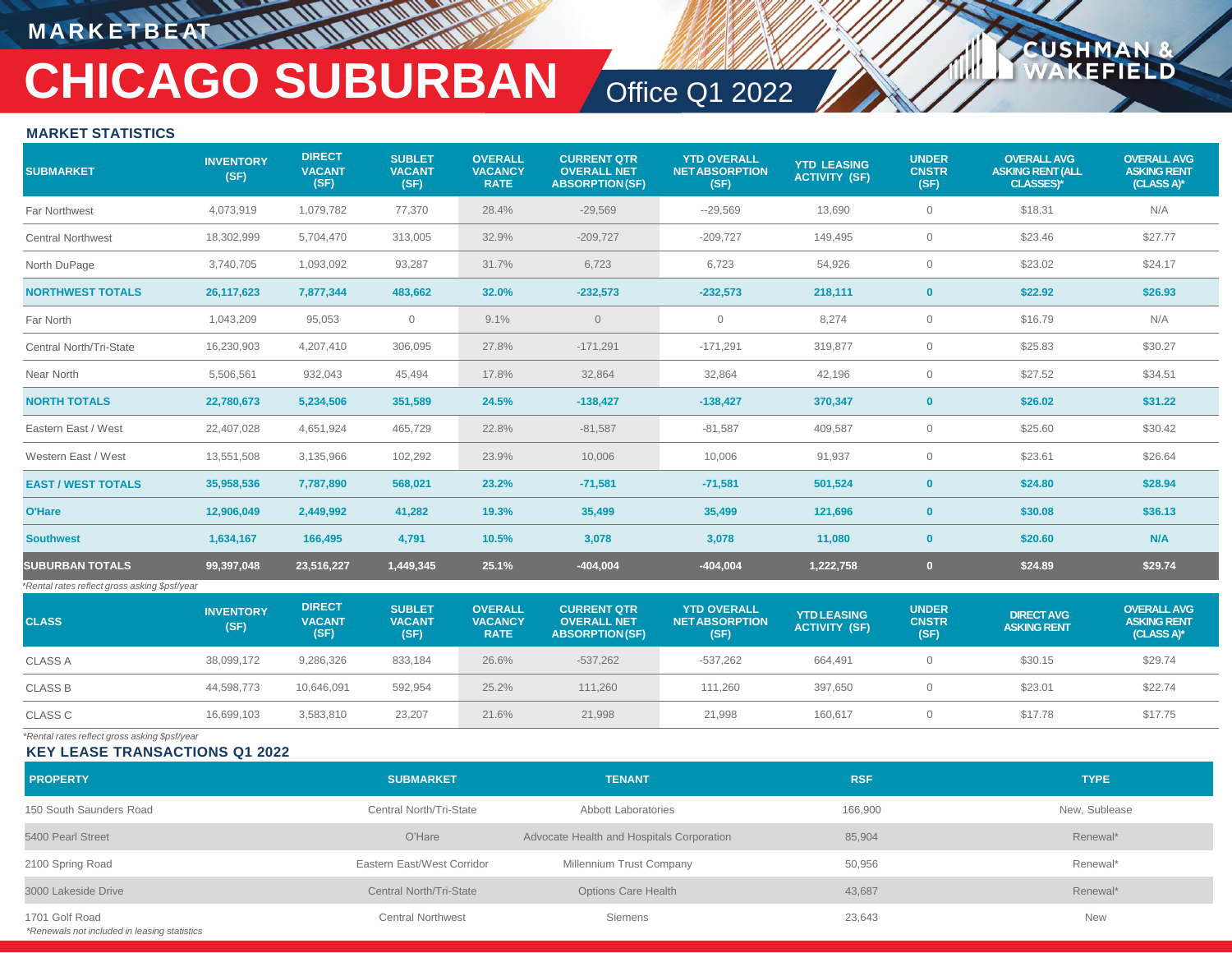MARKETBEAT

# CHICAGO SUBURBAN

## Office Q1 2022

### MARKET STATISTICS

| SUBMARKET | INVENTORY (SF) | DIRECT VACANT (SF) | SUBLET VACANT (SF) | OVERALL VACANCY RATE | CURRENT QTR OVERALL NET ABSORPTION (SF) | YTD OVERALL NET ABSORPTION (SF) | YTD LEASING ACTIVITY (SF) | UNDER CNSTR (SF) | OVERALL AVG ASKING RENT (ALL CLASSES)* | OVERALL AVG ASKING RENT (CLASS A)* |
|---|---|---|---|---|---|---|---|---|---|---|
| Far Northwest | 4,073,919 | 1,079,782 | 77,370 | 28.4% | -29,569 | --29,569 | 13,690 | 0 | $18.31 | N/A |
| Central Northwest | 18,302,999 | 5,704,470 | 313,005 | 32.9% | -209,727 | -209,727 | 149,495 | 0 | $23.46 | $27.77 |
| North DuPage | 3,740,705 | 1,093,092 | 93,287 | 31.7% | 6,723 | 6,723 | 54,926 | 0 | $23.02 | $24.17 |
| **NORTHWEST TOTALS** | **26,117,623** | **7,877,344** | **483,662** | **32.0%** | **-232,573** | **-232,573** | **218,111** | **0** | **$22.92** | **$26.93** |
| Far North | 1,043,209 | 95,053 | 0 | 9.1% | 0 | 0 | 8,274 | 0 | $16.79 | N/A |
| Central North/Tri-State | 16,230,903 | 4,207,410 | 306,095 | 27.8% | -171,291 | -171,291 | 319,877 | 0 | $25.83 | $30.27 |
| Near North | 5,506,561 | 932,043 | 45,494 | 17.8% | 32,864 | 32,864 | 42,196 | 0 | $27.52 | $34.51 |
| **NORTH TOTALS** | **22,780,673** | **5,234,506** | **351,589** | **24.5%** | **-138,427** | **-138,427** | **370,347** | **0** | **$26.02** | **$31.22** |
| Eastern East / West | 22,407,028 | 4,651,924 | 465,729 | 22.8% | -81,587 | -81,587 | 409,587 | 0 | $25.60 | $30.42 |
| Western East / West | 13,551,508 | 3,135,966 | 102,292 | 23.9% | 10,006 | 10,006 | 91,937 | 0 | $23.61 | $26.64 |
| **EAST / WEST TOTALS** | **35,958,536** | **7,787,890** | **568,021** | **23.2%** | **-71,581** | **-71,581** | **501,524** | **0** | **$24.80** | **$28.94** |
| **O'Hare** | **12,906,049** | **2,449,992** | **41,282** | **19.3%** | **35,499** | **35,499** | **121,696** | **0** | **$30.08** | **$36.13** |
| **Southwest** | **1,634,167** | **166,495** | **4,791** | **10.5%** | **3,078** | **3,078** | **11,080** | **0** | **$20.60** | **N/A** |
| **SUBURBAN TOTALS** | **99,397,048** | **23,516,227** | **1,449,345** | **25.1%** | **-404,004** | **-404,004** | **1,222,758** | **0** | **$24.89** | **$29.74** |

*Rental rates reflect gross asking $psf/year

| CLASS | INVENTORY (SF) | DIRECT VACANT (SF) | SUBLET VACANT (SF) | OVERALL VACANCY RATE | CURRENT QTR OVERALL NET ABSORPTION (SF) | YTD OVERALL NET ABSORPTION (SF) | YTD LEASING ACTIVITY (SF) | UNDER CNSTR (SF) | DIRECT AVG ASKING RENT | OVERALL AVG ASKING RENT (CLASS A)* |
|---|---|---|---|---|---|---|---|---|---|---|
| CLASS A | 38,099,172 | 9,286,326 | 833,184 | 26.6% | -537,262 | -537,262 | 664,491 | 0 | $30.15 | $29.74 |
| CLASS B | 44,598,773 | 10,646,091 | 592,954 | 25.2% | 111,260 | 111,260 | 397,650 | 0 | $23.01 | $22.74 |
| CLASS C | 16,699,103 | 3,583,810 | 23,207 | 21.6% | 21,998 | 21,998 | 160,617 | 0 | $17.78 | $17.75 |

*Rental rates reflect gross asking $psf/year

### KEY LEASE TRANSACTIONS Q1 2022

| PROPERTY | SUBMARKET | TENANT | RSF | TYPE |
|---|---|---|---|---|
| 150 South Saunders Road | Central North/Tri-State | Abbott Laboratories | 166,900 | New, Sublease |
| 5400 Pearl Street | O'Hare | Advocate Health and Hospitals Corporation | 85,904 | Renewal* |
| 2100 Spring Road | Eastern East/West Corridor | Millennium Trust Company | 50,956 | Renewal* |
| 3000 Lakeside Drive | Central North/Tri-State | Options Care Health | 43,687 | Renewal* |
| 1701 Golf Road | Central Northwest | Siemens | 23,643 | New |

*Renewals not included in leasing statistics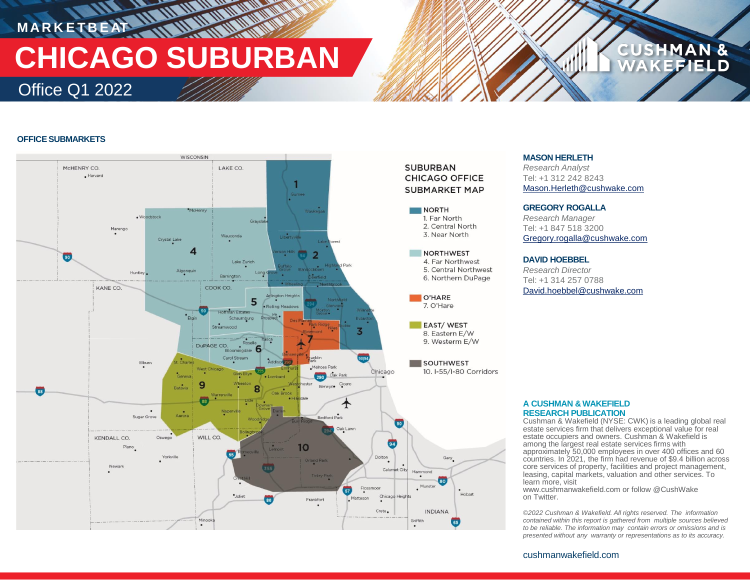MARKETBEAT

# CHICAGO SUBURBAN

## Office Q1 2022

CUSHMAN & WAKEFIELD

### OFFICE SUBMARKETS

SUBURBAN CHICAGO OFFICE SUBMARKET MAP

NORTH
1. Far North
2. Central North
3. Near North

NORTHWEST
4. Far Northwest
5. Central Northwest
6. Northern DuPage

O'HARE
7. O'Hare

EAST/ WEST
8. Eastern E/W
9. Westerm E/W

SOUTHWEST
10. I-55/I-80 Corridors

**MASON HERLETH**
*Research Analyst*
Tel: +1 312 242 8243
Mason.Herleth@cushwake.com

**GREGORY ROGALLA**
*Research Manager*
Tel: +1 847 518 3200
Gregory.rogalla@cushwake.com

**DAVID HOEBBEL**
*Research Director*
Tel: +1 314 257 0788
David.hoebbel@cushwake.com

**A CUSHMAN & WAKEFIELD RESEARCH PUBLICATION**

Cushman & Wakefield (NYSE: CWK) is a leading global real estate services firm that delivers exceptional value for real estate occupiers and owners. Cushman & Wakefield is among the largest real estate services firms with approximately 50,000 employees in over 400 offices and 60 countries. In 2021, the firm had revenue of $9.4 billion across core services of property, facilities and project management, leasing, capital markets, valuation and other services. To learn more, visit www.cushmanwakefield.com or follow @CushWake on Twitter.

*©2022 Cushman & Wakefield. All rights reserved. The information contained within this report is gathered from multiple sources believed to be reliable. The information may contain errors or omissions and is presented without any warranty or representations as to its accuracy.*

cushmanwakefield.com